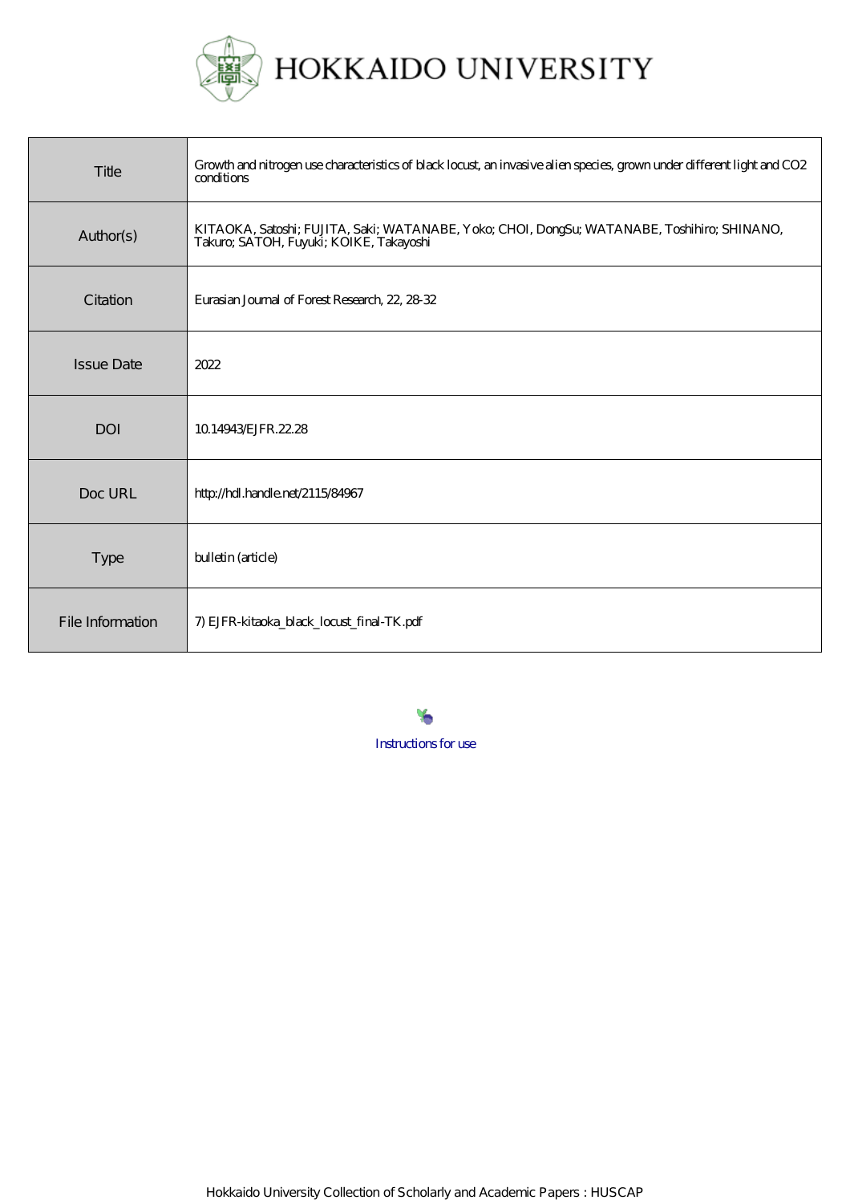HOKKAIDO UNIVERSITY

| Title | Growth and nitrogen use characteristics of black locust, an invasive alien species, grown under different light and CO2 conditions |
|---|---|
| Author(s) | KITAOKA, Satoshi; FUJITA, Saki; WATANABE, Yoko; CHOI, DongSu; WATANABE, Toshihiro; SHINANO, Takuro; SATOH, Fuyuki; KOIKE, Takayoshi |
| Citation | Eurasian Journal of Forest Research, 22, 28-32 |
| Issue Date | 2022 |
| DOI | 10.14943/EJFR.22.28 |
| Doc URL | http://hdl.handle.net/2115/84967 |
| Type | bulletin (article) |
| File Information | 7) EJFR-kitaoka_black_locust_final-TK.pdf |

Instructions for use

Hokkaido University Collection of Scholarly and Academic Papers : HUSCAP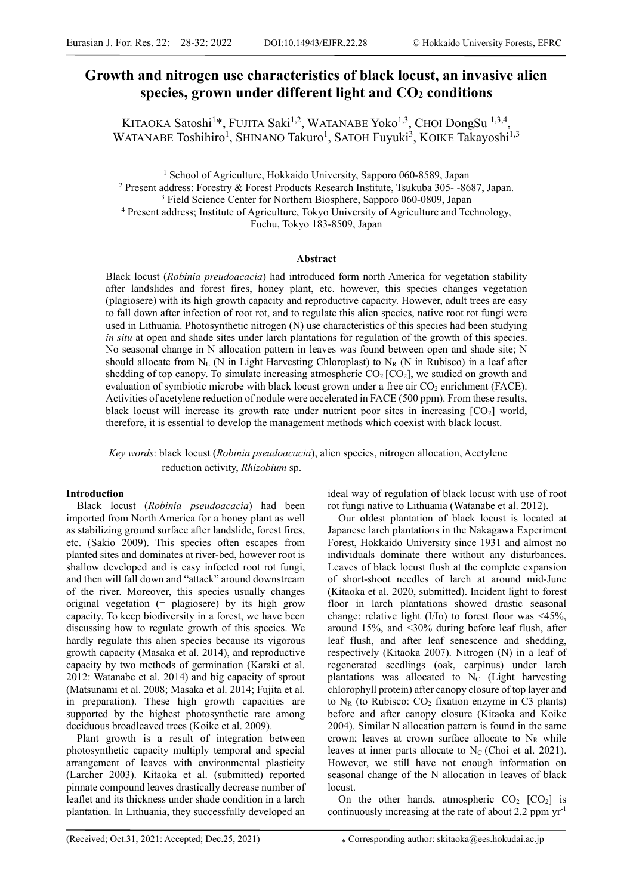# Growth and nitrogen use characteristics of black locust, an invasive alien species, grown under different light and $CO_2$ conditions

KITAOKA Satoshi[1]*, FUJITA Saki[1,2], WATANABE Yoko[1,3], CHOI DongSu [1,3,4], WATANABE Toshihiro[1], SHINANO Takuro[1], SATOH Fuyuki[3], KOIKE Takayoshi[1,3]

[1] School of Agriculture, Hokkaido University, Sapporo 060-8589, Japan
[2] Present address: Forestry & Forest Products Research Institute, Tsukuba 305- -8687, Japan.
[3] Field Science Center for Northern Biosphere, Sapporo 060-0809, Japan
[4] Present address; Institute of Agriculture, Tokyo University of Agriculture and Technology, Fuchu, Tokyo 183-8509, Japan

## Abstract

Black locust (*Robinia preudoacacia*) had introduced form north America for vegetation stability after landslides and forest fires, honey plant, etc. however, this species changes vegetation (plagiosere) with its high growth capacity and reproductive capacity. However, adult trees are easy to fall down after infection of root rot, and to regulate this alien species, native root rot fungi were used in Lithuania. Photosynthetic nitrogen (N) use characteristics of this species had been studying *in situ* at open and shade sites under larch plantations for regulation of the growth of this species. No seasonal change in N allocation pattern in leaves was found between open and shade site; N should allocate from $N_L$ (N in Light Harvesting Chloroplast) to $N_R$ (N in Rubisco) in a leaf after shedding of top canopy. To simulate increasing atmospheric $CO_2$ [$CO_2$], we studied on growth and evaluation of symbiotic microbe with black locust grown under a free air $CO_2$ enrichment (FACE). Activities of acetylene reduction of nodule were accelerated in FACE (500 ppm). From these results, black locust will increase its growth rate under nutrient poor sites in increasing [$CO_2$] world, therefore, it is essential to develop the management methods which coexist with black locust.

*Key words*: black locust (*Robinia pseudoacacia*), alien species, nitrogen allocation, Acetylene reduction activity, *Rhizobium* sp.

## Introduction

Black locust (*Robinia pseudoacacia*) had been imported from North America for a honey plant as well as stabilizing ground surface after landslide, forest fires, etc. (Sakio 2009). This species often escapes from planted sites and dominates at river-bed, however root is shallow developed and is easy infected root rot fungi, and then will fall down and "attack" around downstream of the river. Moreover, this species usually changes original vegetation (= plagiosere) by its high grow capacity. To keep biodiversity in a forest, we have been discussing how to regulate growth of this species. We hardly regulate this alien species because its vigorous growth capacity (Masaka et al. 2014), and reproductive capacity by two methods of germination (Karaki et al. 2012: Watanabe et al. 2014) and big capacity of sprout (Matsunami et al. 2008; Masaka et al. 2014; Fujita et al. in preparation). These high growth capacities are supported by the highest photosynthetic rate among deciduous broadleaved trees (Koike et al. 2009).

Plant growth is a result of integration between photosynthetic capacity multiply temporal and special arrangement of leaves with environmental plasticity (Larcher 2003). Kitaoka et al. (submitted) reported pinnate compound leaves drastically decrease number of leaflet and its thickness under shade condition in a larch plantation. In Lithuania, they successfully developed an ideal way of regulation of black locust with use of root rot fungi native to Lithuania (Watanabe et al. 2012).

Our oldest plantation of black locust is located at Japanese larch plantations in the Nakagawa Experiment Forest, Hokkaido University since 1931 and almost no individuals dominate there without any disturbances. Leaves of black locust flush at the complete expansion of short-shoot needles of larch at around mid-June (Kitaoka et al. 2020, submitted). Incident light to forest floor in larch plantations showed drastic seasonal change: relative light (I/Io) to forest floor was <45%, around 15%, and <30% during before leaf flush, after leaf flush, and after leaf senescence and shedding, respectively (Kitaoka 2007). Nitrogen (N) in a leaf of regenerated seedlings (oak, carpinus) under larch plantations was allocated to $N_C$ (Light harvesting chlorophyll protein) after canopy closure of top layer and to $N_R$ (to Rubisco: $CO_2$ fixation enzyme in C3 plants) before and after canopy closure (Kitaoka and Koike 2004). Similar N allocation pattern is found in the same crown; leaves at crown surface allocate to $N_R$ while leaves at inner parts allocate to $N_C$ (Choi et al. 2021). However, we still have not enough information on seasonal change of the N allocation in leaves of black locust.

On the other hands, atmospheric $CO_2$ [$CO_2$] is continuously increasing at the rate of about 2.2 ppm $yr^{-1}$

(Received; Oct.31, 2021: Accepted; Dec.25, 2021)

* Corresponding author: skitaoka@ees.hokudai.ac.jp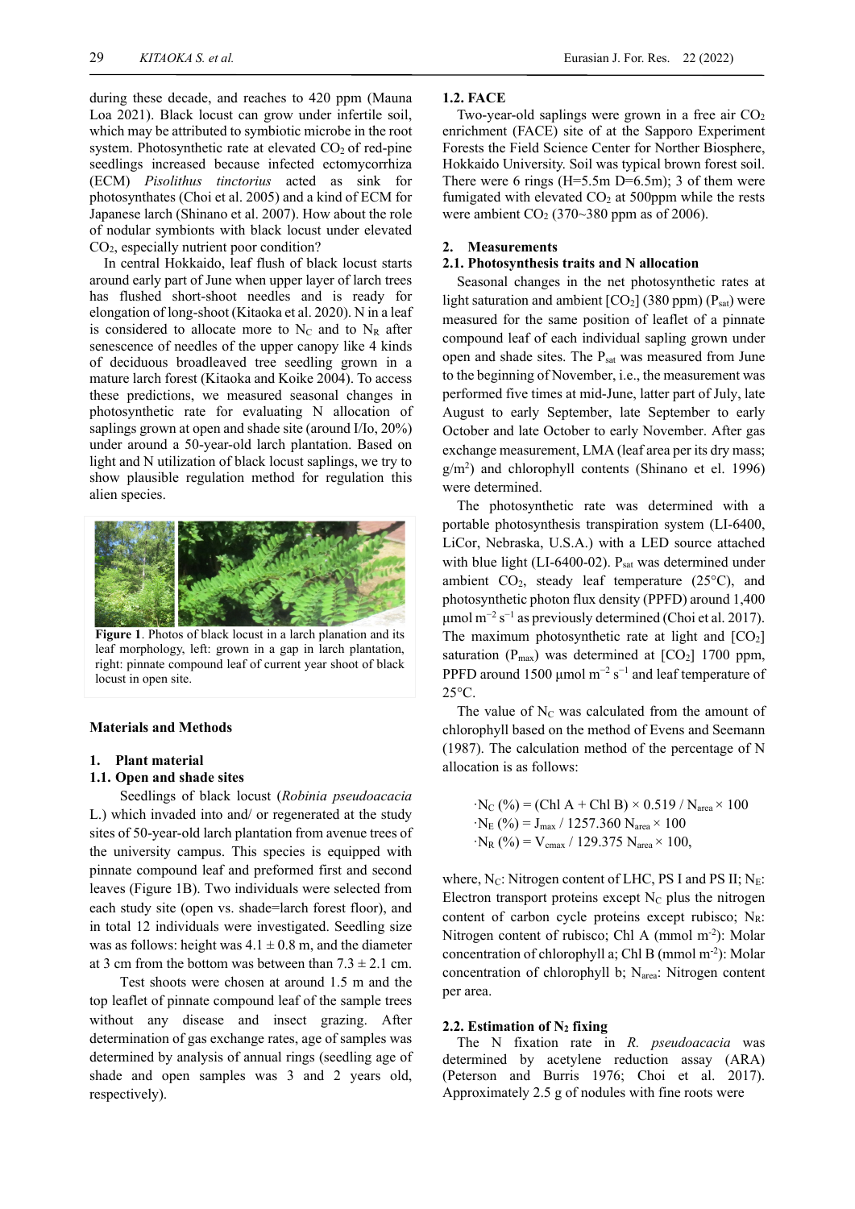during these decade, and reaches to 420 ppm (Mauna Loa 2021). Black locust can grow under infertile soil, which may be attributed to symbiotic microbe in the root system. Photosynthetic rate at elevated $CO_2$ of red-pine seedlings increased because infected ectomycorrhiza (ECM) *Pisolithus tinctorius* acted as sink for photosynthates (Choi et al. 2005) and a kind of ECM for Japanese larch (Shinano et al. 2007). How about the role of nodular symbionts with black locust under elevated $CO_2$, especially nutrient poor condition?

In central Hokkaido, leaf flush of black locust starts around early part of June when upper layer of larch trees has flushed short-shoot needles and is ready for elongation of long-shoot (Kitaoka et al. 2020). N in a leaf is considered to allocate more to $N_C$ and to $N_R$ after senescence of needles of the upper canopy like 4 kinds of deciduous broadleaved tree seedling grown in a mature larch forest (Kitaoka and Koike 2004). To access these predictions, we measured seasonal changes in photosynthetic rate for evaluating N allocation of saplings grown at open and shade site (around I/Io, 20%) under around a 50-year-old larch plantation. Based on light and N utilization of black locust saplings, we try to show plausible regulation method for regulation this alien species.

**Figure 1**. Photos of black locust in a larch planation and its leaf morphology, left: grown in a gap in larch plantation, right: pinnate compound leaf of current year shoot of black locust in open site.

## Materials and Methods

### 1. Plant material

#### 1.1. Open and shade sites

Seedlings of black locust (*Robinia pseudoacacia* L.) which invaded into and/ or regenerated at the study sites of 50-year-old larch plantation from avenue trees of the university campus. This species is equipped with pinnate compound leaf and preformed first and second leaves (Figure 1B). Two individuals were selected from each study site (open vs. shade=larch forest floor), and in total 12 individuals were investigated. Seedling size was as follows: height was 4.1 ± 0.8 m, and the diameter at 3 cm from the bottom was between than 7.3 ± 2.1 cm.

Test shoots were chosen at around 1.5 m and the top leaflet of pinnate compound leaf of the sample trees without any disease and insect grazing. After determination of gas exchange rates, age of samples was determined by analysis of annual rings (seedling age of shade and open samples was 3 and 2 years old, respectively).

#### 1.2. FACE

Two-year-old saplings were grown in a free air $CO_2$ enrichment (FACE) site of at the Sapporo Experiment Forests the Field Science Center for Norther Biosphere, Hokkaido University. Soil was typical brown forest soil. There were 6 rings (H=5.5m D=6.5m); 3 of them were fumigated with elevated $CO_2$ at 500ppm while the rests were ambient $CO_2$ (370~380 ppm as of 2006).

### 2. Measurements

#### 2.1. Photosynthesis traits and N allocation

Seasonal changes in the net photosynthetic rates at light saturation and ambient [$CO_2$] (380 ppm) ($P_{sat}$) were measured for the same position of leaflet of a pinnate compound leaf of each individual sapling grown under open and shade sites. The $P_{sat}$ was measured from June to the beginning of November, i.e., the measurement was performed five times at mid-June, latter part of July, late August to early September, late September to early October and late October to early November. After gas exchange measurement, LMA (leaf area per its dry mass; g/m$^2$) and chlorophyll contents (Shinano et el. 1996) were determined.

The photosynthetic rate was determined with a portable photosynthesis transpiration system (LI-6400, LiCor, Nebraska, U.S.A.) with a LED source attached with blue light (LI-6400-02). $P_{sat}$ was determined under ambient $CO_2$, steady leaf temperature (25°C), and photosynthetic photon flux density (PPFD) around 1,400 μmol m$^{-2}$ s$^{-1}$ as previously determined (Choi et al. 2017). The maximum photosynthetic rate at light and [$CO_2$] saturation ($P_{max}$) was determined at [$CO_2$] 1700 ppm, PPFD around 1500 μmol m$^{-2}$ s$^{-1}$ and leaf temperature of 25°C.

The value of $N_C$ was calculated from the amount of chlorophyll based on the method of Evens and Seemann (1987). The calculation method of the percentage of N allocation is as follows:

$$\cdot N_C\ (\%) = (\text{Chl A} + \text{Chl B}) \times 0.519 / N_{area} \times 100$$

$$\cdot N_E\ (\%) = J_{max} / 1257.360\ N_{area} \times 100$$

$$\cdot N_R\ (\%) = V_{cmax} / 129.375\ N_{area} \times 100,$$

where, $N_C$: Nitrogen content of LHC, PS I and PS II; $N_E$: Electron transport proteins except $N_C$ plus the nitrogen content of carbon cycle proteins except rubisco; $N_R$: Nitrogen content of rubisco; Chl A (mmol m$^{-2}$): Molar concentration of chlorophyll a; Chl B (mmol m$^{-2}$): Molar concentration of chlorophyll b; $N_{area}$: Nitrogen content per area.

#### 2.2. Estimation of $N_2$ fixing

The N fixation rate in *R. pseudoacacia* was determined by acetylene reduction assay (ARA) (Peterson and Burris 1976; Choi et al. 2017). Approximately 2.5 g of nodules with fine roots were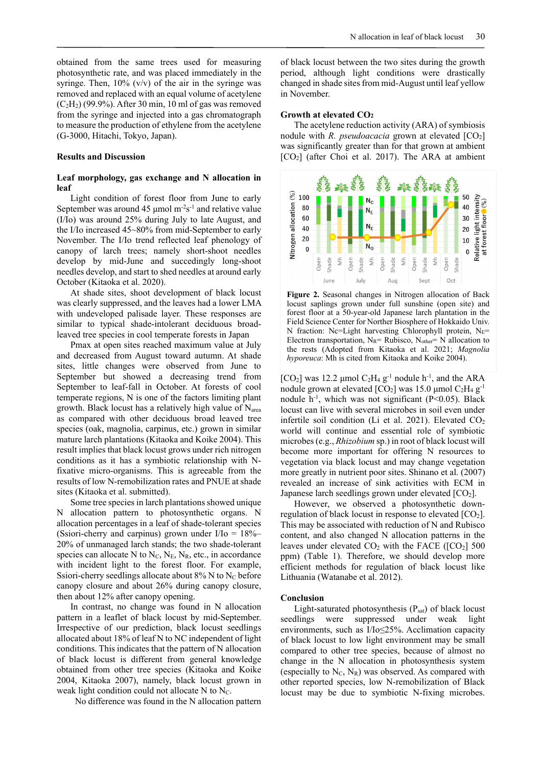obtained from the same trees used for measuring photosynthetic rate, and was placed immediately in the syringe. Then, 10% (v/v) of the air in the syringe was removed and replaced with an equal volume of acetylene ($C_2H_2$) (99.9%). After 30 min, 10 ml of gas was removed from the syringe and injected into a gas chromatograph to measure the production of ethylene from the acetylene (G-3000, Hitachi, Tokyo, Japan).

## Results and Discussion

### Leaf morphology, gas exchange and N allocation in leaf

Light condition of forest floor from June to early September was around 45 µmol $m^{-2}s^{-1}$ and relative value (I/Io) was around 25% during July to late August, and the I/Io increased 45~80% from mid-September to early November. The I/Io trend reflected leaf phenology of canopy of larch trees; namely short-shoot needles develop by mid-June and succedingly long-shoot needles develop, and start to shed needles at around early October (Kitaoka et al. 2020).

At shade sites, shoot development of black locust was clearly suppressed, and the leaves had a lower LMA with undeveloped palisade layer. These responses are similar to typical shade-intolerant deciduous broad-leaved tree species in cool temperate forests in Japan

Pmax at open sites reached maximum value at July and decreased from August toward autumn. At shade sites, little changes were observed from June to September but showed a decreasing trend from September to leaf-fall in October. At forests of cool temperate regions, N is one of the factors limiting plant growth. Black locust has a relatively high value of $N_{area}$ as compared with other deciduous broad leaved tree species (oak, magnolia, carpinus, etc.) grown in similar mature larch plantations (Kitaoka and Koike 2004). This result implies that black locust grows under rich nitrogen conditions as it has a symbiotic relationship with N-fixative micro-organisms. This is agreeable from the results of low N-remobilization rates and PNUE at shade sites (Kitaoka et al. submitted).

Some tree species in larch plantations showed unique N allocation pattern to photosynthetic organs. N allocation percentages in a leaf of shade-tolerant species (Ssiori-cherry and carpinus) grown under I/Io = 18%–20% of unmanaged larch stands; the two shade-tolerant species can allocate N to $N_C$, $N_E$, $N_R$, etc., in accordance with incident light to the forest floor. For example, Ssiori-cherry seedlings allocate about 8% N to $N_C$ before canopy closure and about 26% during canopy closure, then about 12% after canopy opening.

In contrast, no change was found in N allocation pattern in a leaflet of black locust by mid-September. Irrespective of our prediction, black locust seedlings allocated about 18% of leaf N to NC independent of light conditions. This indicates that the pattern of N allocation of black locust is different from general knowledge obtained from other tree species (Kitaoka and Koike 2004, Kitaoka 2007), namely, black locust grown in weak light condition could not allocate N to $N_C$.

No difference was found in the N allocation pattern of black locust between the two sites during the growth period, although light conditions were drastically changed in shade sites from mid-August until leaf yellow in November.

### Growth at elevated $CO_2$

The acetylene reduction activity (ARA) of symbiosis nodule with *R. pseudoacacia* grown at elevated [$CO_2$] was significantly greater than for that grown at ambient [$CO_2$] (after Choi et al. 2017). The ARA at ambient [$CO_2$] was 12.2 µmol $C_2H_4$ $g^{-1}$ nodule $h^{-1}$, and the ARA nodule grown at elevated [$CO_2$] was 15.0 µmol $C_2H_4$ $g^{-1}$ nodule $h^{-1}$, which was not significant ($P<0.05$). Black locust can live with several microbes in soil even under infertile soil condition (Li et al. 2021). Elevated $CO_2$ world will continue and essential role of symbiotic microbes (e.g., *Rhizobium* sp.) in root of black locust will become more important for offering N resources to vegetation via black locust and may change vegetation more greatly in nutrient poor sites. Shinano et al. (2007) revealed an increase of sink activities with ECM in Japanese larch seedlings grown under elevated [$CO_2$].

However, we observed a photosynthetic down-regulation of black locust in response to elevated [$CO_2$]. This may be associated with reduction of N and Rubisco content, and also changed N allocation patterns in the leaves under elevated $CO_2$ with the FACE ([$CO_2$] 500 ppm) (Table 1). Therefore, we should develop more efficient methods for regulation of black locust like Lithuania (Watanabe et al. 2012).

**Figure 2.** Seasonal changes in Nitrogen allocation of Back locust saplings grown under full sunshine (open site) and forest floor at a 50-year-old Japanese larch plantation in the Field Science Center for Norther Biosphere of Hokkaido Univ. N fraction: Nc=Light harvesting Chlorophyll protein, $N_E$= Electron transportation, $N_R$= Rubisco, $N_{other}$= N allocation to the rests (Adopted from Kitaoka et al. 2021; *Magnolia hyporeuca*: Mh is cited from Kitaoka and Koike 2004).

## Conclusion

Light-saturated photosynthesis ($P_{sat}$) of black locust seedlings were suppressed under weak light environments, such as I/Io≤25%. Acclimation capacity of black locust to low light environment may be small compared to other tree species, because of almost no change in the N allocation in photosynthesis system (especially to $N_C$, $N_R$) was observed. As compared with other reported species, low N-remobilization of Black locust may be due to symbiotic N-fixing microbes.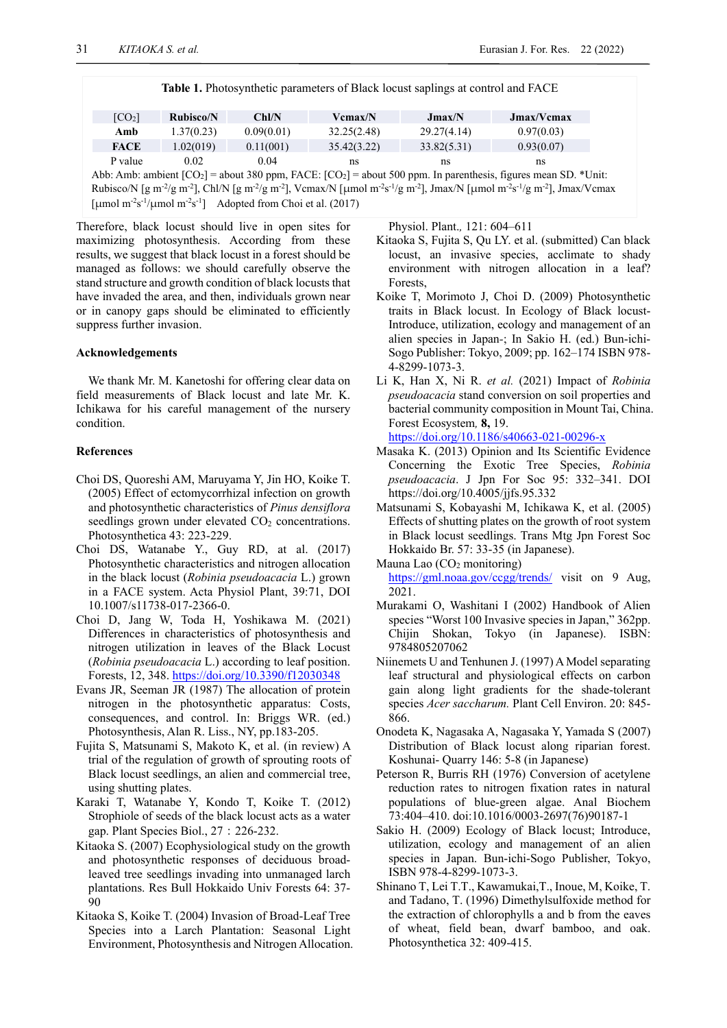**Table 1.** Photosynthetic parameters of Black locust saplings at control and FACE

| $[CO_2]$ | Rubisco/N | Chl/N | Vcmax/N | Jmax/N | Jmax/Vcmax |
|---|---|---|---|---|---|
| **Amb** | 1.37(0.23) | 0.09(0.01) | 32.25(2.48) | 29.27(4.14) | 0.97(0.03) |
| **FACE** | 1.02(019) | 0.11(001) | 35.42(3.22) | 33.82(5.31) | 0.93(0.07) |
| P value | 0.02 | 0.04 | ns | ns | ns |

Abb: Amb: ambient $[CO_2]$ = about 380 ppm, FACE: $[CO_2]$ = about 500 ppm. In parenthesis, figures mean SD. *Unit: Rubisco/N [g $m^{-2}$/g $m^{-2}$], Chl/N [g $m^{-2}$/g $m^{-2}$], Vcmax/N [μmol $m^{-2}s^{-1}$/g $m^{-2}$], Jmax/N [μmol $m^{-2}s^{-1}$/g $m^{-2}$], Jmax/Vcmax [μmol $m^{-2}s^{-1}$/μmol $m^{-2}s^{-1}$] Adopted from Choi et al. (2017)

Therefore, black locust should live in open sites for maximizing photosynthesis. According from these results, we suggest that black locust in a forest should be managed as follows: we should carefully observe the stand structure and growth condition of black locusts that have invaded the area, and then, individuals grown near or in canopy gaps should be eliminated to efficiently suppress further invasion.

### Acknowledgements

We thank Mr. M. Kanetoshi for offering clear data on field measurements of Black locust and late Mr. K. Ichikawa for his careful management of the nursery condition.

### References

Choi DS, Quoreshi AM, Maruyama Y, Jin HO, Koike T. (2005) Effect of ectomycorrhizal infection on growth and photosynthetic characteristics of *Pinus densiflora* seedlings grown under elevated $CO_2$ concentrations. Photosynthetica 43: 223-229.

Choi DS, Watanabe Y., Guy RD, at al. (2017) Photosynthetic characteristics and nitrogen allocation in the black locust (*Robinia pseudoacacia* L.) grown in a FACE system. Acta Physiol Plant, 39:71, DOI 10.1007/s11738-017-2366-0.

Choi D, Jang W, Toda H, Yoshikawa M. (2021) Differences in characteristics of photosynthesis and nitrogen utilization in leaves of the Black Locust (*Robinia pseudoacacia* L.) according to leaf position. Forests, 12, 348. https://doi.org/10.3390/f12030348

Evans JR, Seeman JR (1987) The allocation of protein nitrogen in the photosynthetic apparatus: Costs, consequences, and control. In: Briggs WR. (ed.) Photosynthesis, Alan R. Liss., NY, pp.183-205.

Fujita S, Matsunami S, Makoto K, et al. (in review) A trial of the regulation of growth of sprouting roots of Black locust seedlings, an alien and commercial tree, using shutting plates.

Karaki T, Watanabe Y, Kondo T, Koike T. (2012) Strophiole of seeds of the black locust acts as a water gap. Plant Species Biol., 27 : 226-232.

Kitaoka S. (2007) Ecophysiological study on the growth and photosynthetic responses of deciduous broad-leaved tree seedlings invading into unmanaged larch plantations. Res Bull Hokkaido Univ Forests 64: 37-90

Kitaoka S, Koike T. (2004) Invasion of Broad-Leaf Tree Species into a Larch Plantation: Seasonal Light Environment, Photosynthesis and Nitrogen Allocation. Physiol. Plant., 121: 604–611

Kitaoka S, Fujita S, Qu LY. et al. (submitted) Can black locust, an invasive species, acclimate to shady environment with nitrogen allocation in a leaf? Forests,

Koike T, Morimoto J, Choi D. (2009) Photosynthetic traits in Black locust. In Ecology of Black locust-Introduce, utilization, ecology and management of an alien species in Japan-; In Sakio H. (ed.) Bun-ichi-Sogo Publisher: Tokyo, 2009; pp. 162–174 ISBN 978-4-8299-1073-3.

Li K, Han X, Ni R. *et al.* (2021) Impact of *Robinia pseudoacacia* stand conversion on soil properties and bacterial community composition in Mount Tai, China. Forest Ecosystem, **8,** 19. https://doi.org/10.1186/s40663-021-00296-x

Masaka K. (2013) Opinion and Its Scientific Evidence Concerning the Exotic Tree Species, *Robinia pseudoacacia*. J Jpn For Soc 95: 332–341. DOI https://doi.org/10.4005/jjfs.95.332

Matsunami S, Kobayashi M, Ichikawa K, et al. (2005) Effects of shutting plates on the growth of root system in Black locust seedlings. Trans Mtg Jpn Forest Soc Hokkaido Br. 57: 33-35 (in Japanese).

Mauna Lao ($CO_2$ monitoring) https://gml.noaa.gov/ccgg/trends/ visit on 9 Aug, 2021.

Murakami O, Washitani I (2002) Handbook of Alien species "Worst 100 Invasive species in Japan," 362pp. Chijin Shokan, Tokyo (in Japanese). ISBN: 9784805207062

Niinemets U and Tenhunen J. (1997) A Model separating leaf structural and physiological effects on carbon gain along light gradients for the shade-tolerant species *Acer saccharum.* Plant Cell Environ. 20: 845-866.

Onodeta K, Nagasaka A, Nagasaka Y, Yamada S (2007) Distribution of Black locust along riparian forest. Koshunai- Quarry 146: 5-8 (in Japanese)

Peterson R, Burris RH (1976) Conversion of acetylene reduction rates to nitrogen fixation rates in natural populations of blue-green algae. Anal Biochem 73:404–410. doi:10.1016/0003-2697(76)90187-1

Sakio H. (2009) Ecology of Black locust; Introduce, utilization, ecology and management of an alien species in Japan. Bun-ichi-Sogo Publisher, Tokyo, ISBN 978-4-8299-1073-3.

Shinano T, Lei T.T., Kawamukai,T., Inoue, M, Koike, T. and Tadano, T. (1996) Dimethylsulfoxide method for the extraction of chlorophylls a and b from the eaves of wheat, field bean, dwarf bamboo, and oak. Photosynthetica 32: 409-415.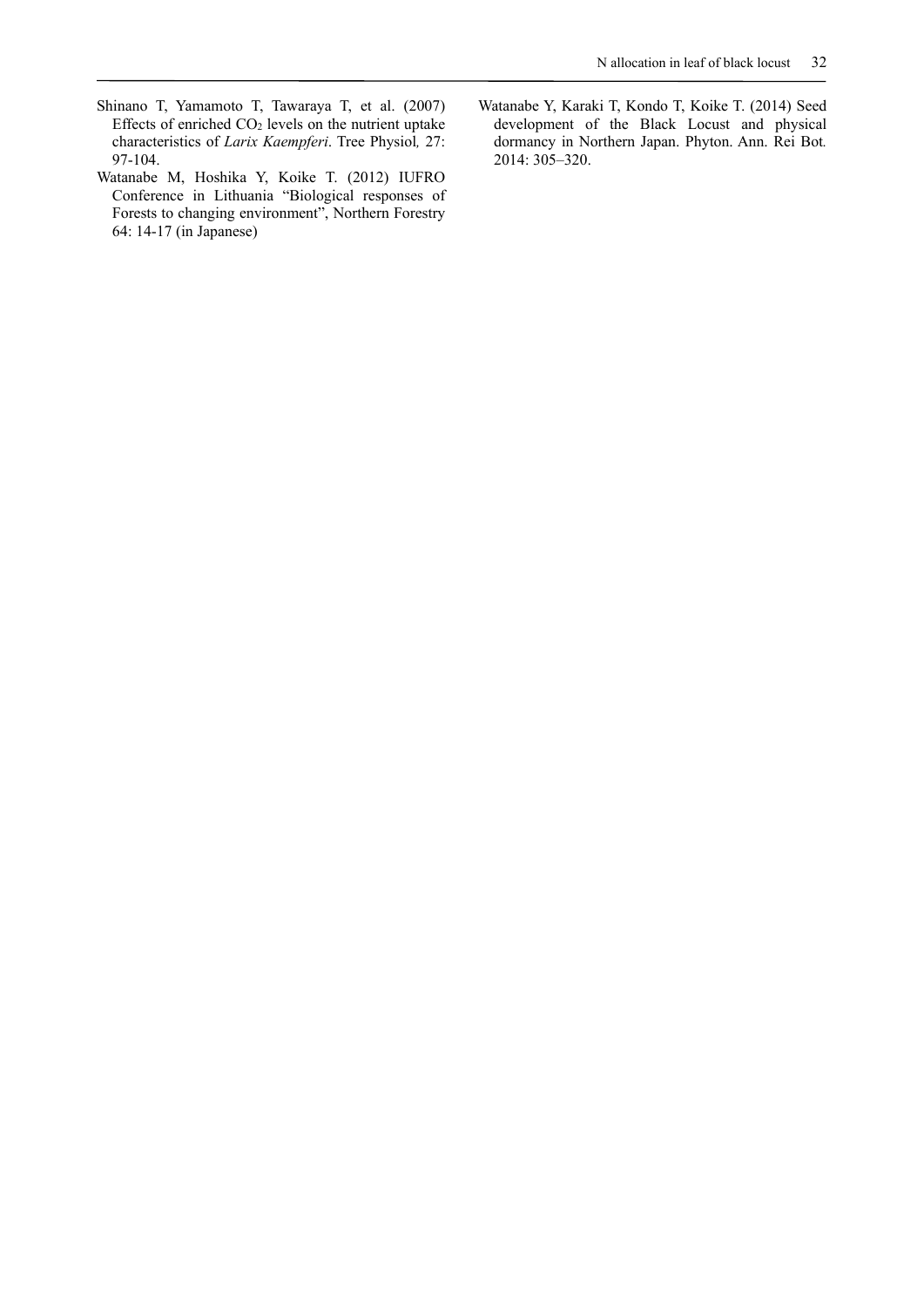Shinano T, Yamamoto T, Tawaraya T, et al. (2007) Effects of enriched $CO_2$ levels on the nutrient uptake characteristics of *Larix Kaempferi*. Tree Physiol*,* 27: 97-104.

Watanabe M, Hoshika Y, Koike T. (2012) IUFRO Conference in Lithuania "Biological responses of Forests to changing environment", Northern Forestry 64: 14-17 (in Japanese)

Watanabe Y, Karaki T, Kondo T, Koike T. (2014) Seed development of the Black Locust and physical dormancy in Northern Japan. Phyton. Ann. Rei Bot*.* 2014: 305–320.